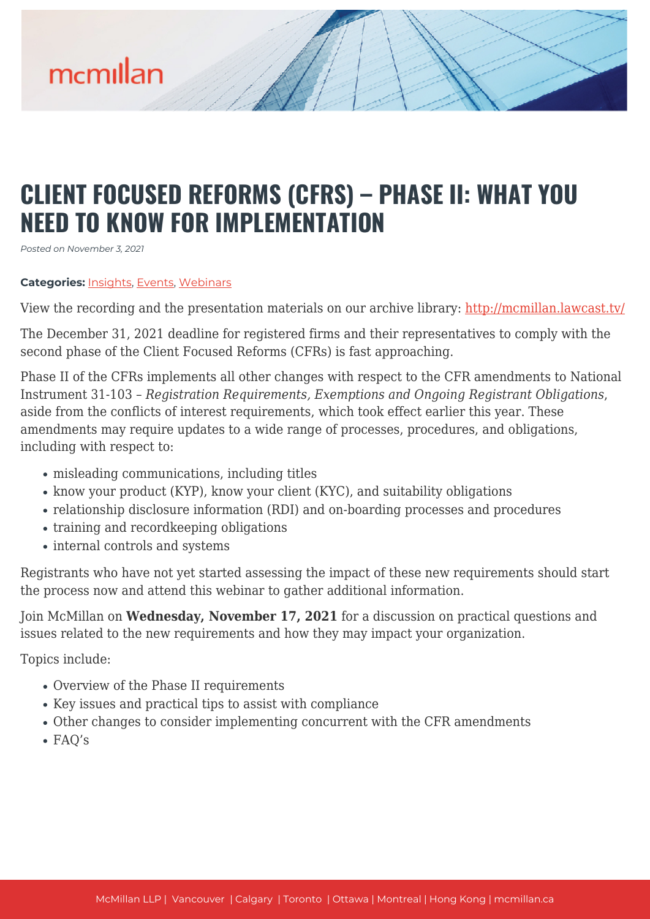# CLIENT FOCUSED REFORMS (CFRS) – PHASE II: WHAT YOU NEED TO KNOW FOR IMPLEMENTATION

*Posted on November 3, 2021*

**Categories:** Insights, Events, Webinars

View the recording and the presentation materials on our archive library: http://mcmillan.lawcast.tv/

The December 31, 2021 deadline for registered firms and their representatives to comply with the second phase of the Client Focused Reforms (CFRs) is fast approaching.

Phase II of the CFRs implements all other changes with respect to the CFR amendments to National Instrument 31-103 – *Registration Requirements, Exemptions and Ongoing Registrant Obligations*, aside from the conflicts of interest requirements, which took effect earlier this year. These amendments may require updates to a wide range of processes, procedures, and obligations, including with respect to:

- misleading communications, including titles
- know your product (KYP), know your client (KYC), and suitability obligations
- relationship disclosure information (RDI) and on-boarding processes and procedures
- training and recordkeeping obligations
- internal controls and systems

Registrants who have not yet started assessing the impact of these new requirements should start the process now and attend this webinar to gather additional information.

Join McMillan on **Wednesday, November 17, 2021** for a discussion on practical questions and issues related to the new requirements and how they may impact your organization.

Topics include:

- Overview of the Phase II requirements
- Key issues and practical tips to assist with compliance
- Other changes to consider implementing concurrent with the CFR amendments
- FAQ's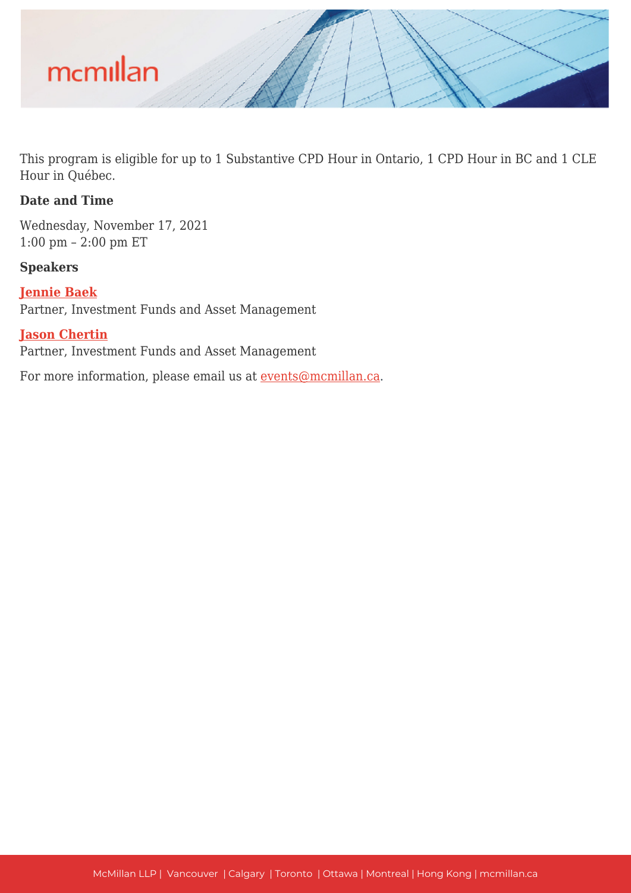This program is eligible for up to 1 Substantive CPD Hour in Ontario, 1 CPD Hour in BC and 1 CLE Hour in Québec.

**Date and Time**

Wednesday, November 17, 2021
1:00 pm – 2:00 pm ET

**Speakers**

**Jennie Baek**
Partner, Investment Funds and Asset Management

**Jason Chertin**
Partner, Investment Funds and Asset Management

For more information, please email us at events@mcmillan.ca.